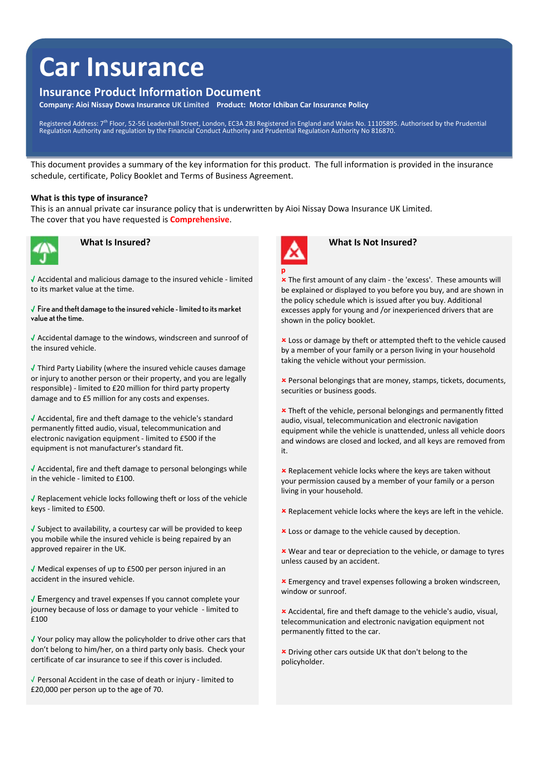# Car Insurance

## Insurance Product Information Document

**Company: Aioi Nissay Dowa Insurance UK Limited  Product: Motor Ichiban Car Insurance Policy**

Registered Address: 7th Floor, 52-56 Leadenhall Street, London, EC3A 2BJ Registered in England and Wales No. 11105895. Authorised by the Prudential Regulation Authority and regulation by the Financial Conduct Authority and Prudential Regulation Authority No 816870.

This document provides a summary of the key information for this product. The full information is provided in the insurance schedule, certificate, Policy Booklet and Terms of Business Agreement.

**What is this type of insurance?**

This is an annual private car insurance policy that is underwritten by Aioi Nissay Dowa Insurance UK Limited.
The cover that you have requested is **Comprehensive**.

### What Is Insured?

- ✓ Accidental and malicious damage to the insured vehicle - limited to its market value at the time.
- ✓ Fire and theft damage to the insured vehicle - limited to its market value at the time.
- ✓ Accidental damage to the windows, windscreen and sunroof of the insured vehicle.
- ✓ Third Party Liability (where the insured vehicle causes damage or injury to another person or their property, and you are legally responsible) - limited to £20 million for third party property damage and to £5 million for any costs and expenses.
- ✓ Accidental, fire and theft damage to the vehicle's standard permanently fitted audio, visual, telecommunication and electronic navigation equipment - limited to £500 if the equipment is not manufacturer's standard fit.
- ✓ Accidental, fire and theft damage to personal belongings while in the vehicle - limited to £100.
- ✓ Replacement vehicle locks following theft or loss of the vehicle keys - limited to £500.
- ✓ Subject to availability, a courtesy car will be provided to keep you mobile while the insured vehicle is being repaired by an approved repairer in the UK.
- ✓ Medical expenses of up to £500 per person injured in an accident in the insured vehicle.
- ✓ Emergency and travel expenses If you cannot complete your journey because of loss or damage to your vehicle - limited to £100
- ✓ Your policy may allow the policyholder to drive other cars that don't belong to him/her, on a third party only basis. Check your certificate of car insurance to see if this cover is included.
- ✓ Personal Accident in the case of death or injury - limited to £20,000 per person up to the age of 70.

### What Is Not Insured?

p

- × The first amount of any claim - the 'excess'. These amounts will be explained or displayed to you before you buy, and are shown in the policy schedule which is issued after you buy. Additional excesses apply for young and /or inexperienced drivers that are shown in the policy booklet.
- × Loss or damage by theft or attempted theft to the vehicle caused by a member of your family or a person living in your household taking the vehicle without your permission.
- × Personal belongings that are money, stamps, tickets, documents, securities or business goods.
- × Theft of the vehicle, personal belongings and permanently fitted audio, visual, telecommunication and electronic navigation equipment while the vehicle is unattended, unless all vehicle doors and windows are closed and locked, and all keys are removed from it.
- × Replacement vehicle locks where the keys are taken without your permission caused by a member of your family or a person living in your household.
- × Replacement vehicle locks where the keys are left in the vehicle.
- × Loss or damage to the vehicle caused by deception.
- × Wear and tear or depreciation to the vehicle, or damage to tyres unless caused by an accident.
- × Emergency and travel expenses following a broken windscreen, window or sunroof.
- × Accidental, fire and theft damage to the vehicle's audio, visual, telecommunication and electronic navigation equipment not permanently fitted to the car.
- × Driving other cars outside UK that don't belong to the policyholder.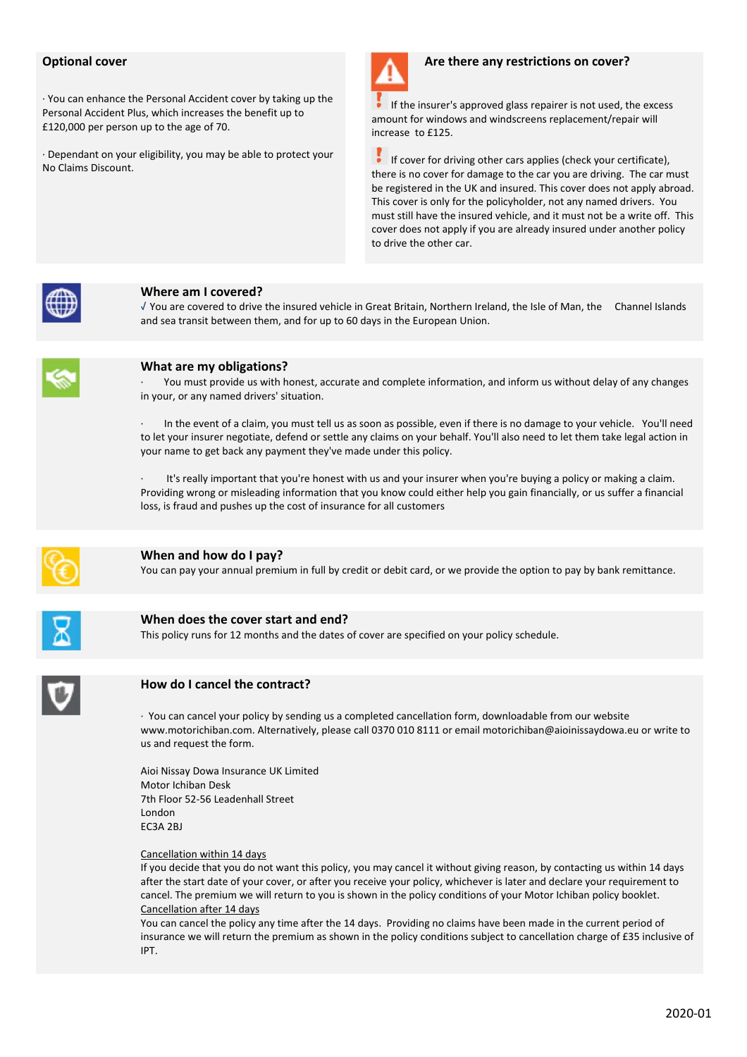## Optional cover

· You can enhance the Personal Accident cover by taking up the Personal Accident Plus, which increases the benefit up to £120,000 per person up to the age of 70.

· Dependant on your eligibility, you may be able to protect your No Claims Discount.

## Are there any restrictions on cover?

! If the insurer's approved glass repairer is not used, the excess amount for windows and windscreens replacement/repair will increase to £125.

! If cover for driving other cars applies (check your certificate), there is no cover for damage to the car you are driving. The car must be registered in the UK and insured. This cover does not apply abroad. This cover is only for the policyholder, not any named drivers. You must still have the insured vehicle, and it must not be a write off. This cover does not apply if you are already insured under another policy to drive the other car.

## Where am I covered?

√ You are covered to drive the insured vehicle in Great Britain, Northern Ireland, the Isle of Man, the Channel Islands and sea transit between them, and for up to 60 days in the European Union.

## What are my obligations?

· You must provide us with honest, accurate and complete information, and inform us without delay of any changes in your, or any named drivers' situation.

· In the event of a claim, you must tell us as soon as possible, even if there is no damage to your vehicle. You'll need to let your insurer negotiate, defend or settle any claims on your behalf. You'll also need to let them take legal action in your name to get back any payment they've made under this policy.

· It's really important that you're honest with us and your insurer when you're buying a policy or making a claim. Providing wrong or misleading information that you know could either help you gain financially, or us suffer a financial loss, is fraud and pushes up the cost of insurance for all customers

## When and how do I pay?

You can pay your annual premium in full by credit or debit card, or we provide the option to pay by bank remittance.

## When does the cover start and end?

This policy runs for 12 months and the dates of cover are specified on your policy schedule.

## How do I cancel the contract?

· You can cancel your policy by sending us a completed cancellation form, downloadable from our website www.motorichiban.com. Alternatively, please call 0370 010 8111 or email motorichiban@aioinissaydowa.eu or write to us and request the form.

Aioi Nissay Dowa Insurance UK Limited
Motor Ichiban Desk
7th Floor 52-56 Leadenhall Street
London
EC3A 2BJ

Cancellation within 14 days

If you decide that you do not want this policy, you may cancel it without giving reason, by contacting us within 14 days after the start date of your cover, or after you receive your policy, whichever is later and declare your requirement to cancel. The premium we will return to you is shown in the policy conditions of your Motor Ichiban policy booklet.

Cancellation after 14 days

You can cancel the policy any time after the 14 days. Providing no claims have been made in the current period of insurance we will return the premium as shown in the policy conditions subject to cancellation charge of £35 inclusive of IPT.

2020-01